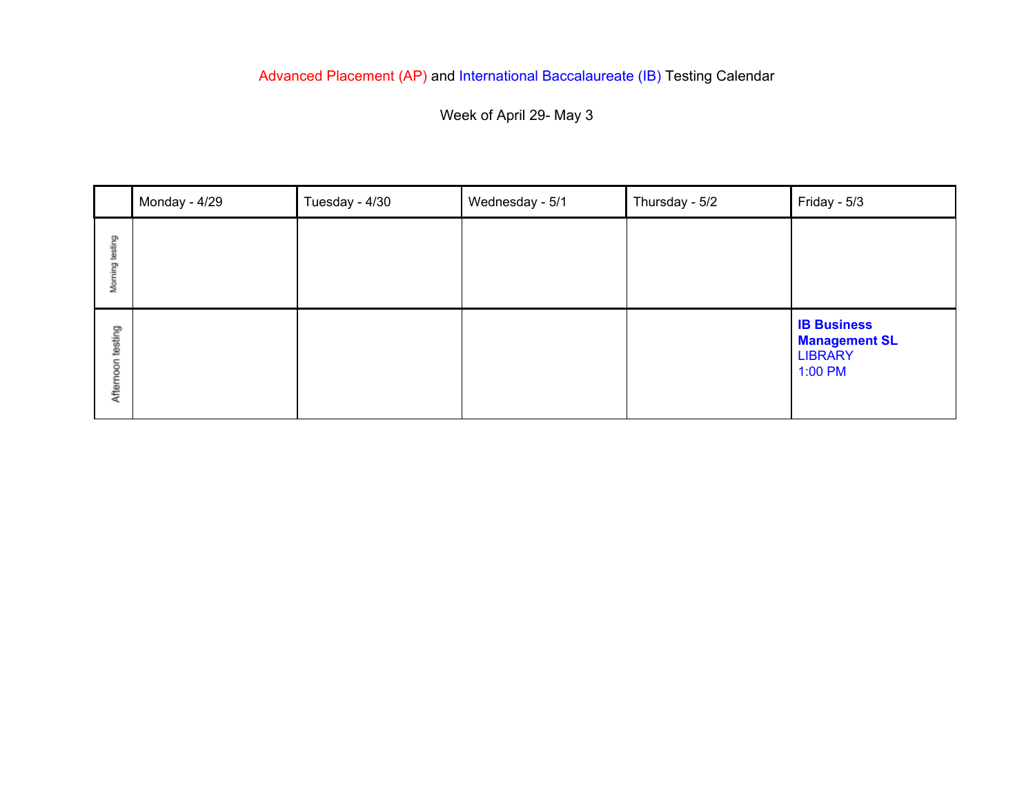Advanced Placement (AP) and International Baccalaureate (IB) Testing Calendar

Week of April 29- May 3

| | Monday - 4/29 | Tuesday - 4/30 | Wednesday - 5/1 | Thursday - 5/2 | Friday - 5/3 |
|---|---|---|---|---|---|
| Morning testing | | | | | |
| Afternoon testing | | | | | **IB Business Management SL** LIBRARY 1:00 PM |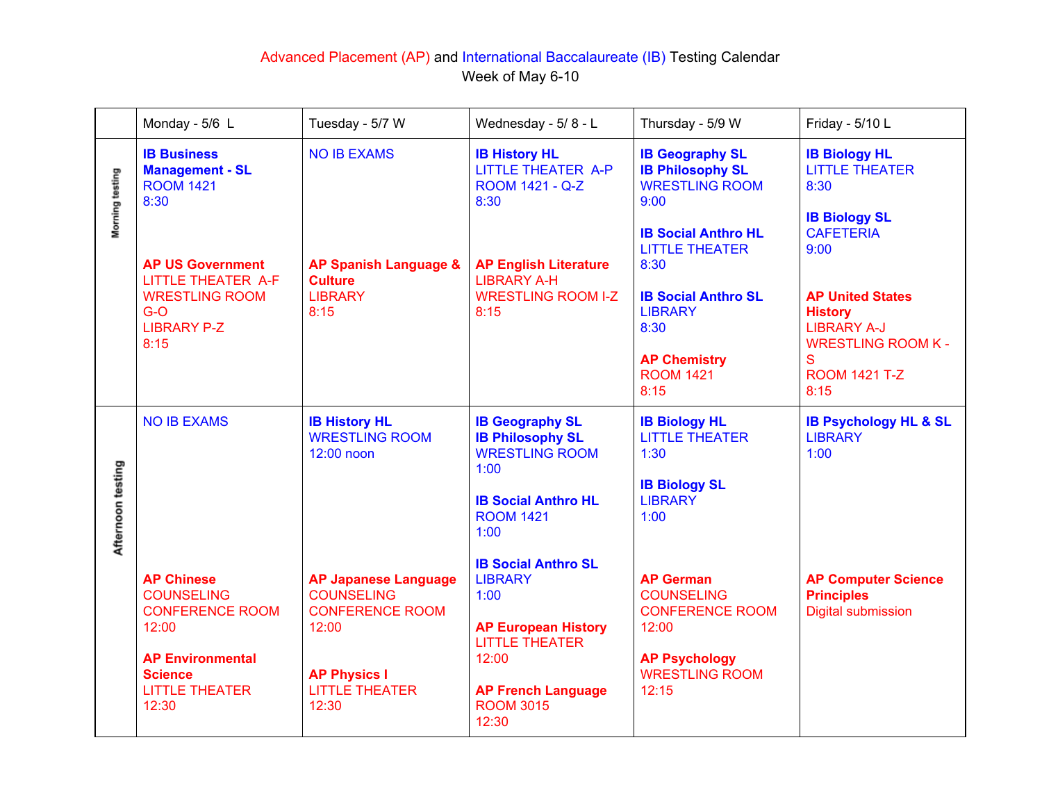# Advanced Placement (AP) and International Baccalaureate (IB) Testing Calendar

Week of May 6-10

| | Monday - 5/6 L | Tuesday - 5/7 W | Wednesday - 5/ 8 - L | Thursday - 5/9 W | Friday - 5/10 L |
|---|---|---|---|---|---|
| Morning testing | **IB Business Management - SL**<br>ROOM 1421<br>8:30<br><br>**AP US Government**<br>LITTLE THEATER A-F<br>WRESTLING ROOM G-O<br>LIBRARY P-Z<br>8:15 | NO IB EXAMS<br><br>**AP Spanish Language & Culture**<br>LIBRARY<br>8:15 | **IB History HL**<br>LITTLE THEATER A-P<br>ROOM 1421 - Q-Z<br>8:30<br><br>**AP English Literature**<br>LIBRARY A-H<br>WRESTLING ROOM I-Z<br>8:15 | **IB Geography SL**<br>**IB Philosophy SL**<br>WRESTLING ROOM<br>9:00<br><br>**IB Social Anthro HL**<br>LITTLE THEATER<br>8:30<br><br>**IB Social Anthro SL**<br>LIBRARY<br>8:30<br><br>**AP Chemistry**<br>ROOM 1421<br>8:15 | **IB Biology HL**<br>LITTLE THEATER<br>8:30<br><br>**IB Biology SL**<br>CAFETERIA<br>9:00<br><br>**AP United States History**<br>LIBRARY A-J<br>WRESTLING ROOM K - S<br>ROOM 1421 T-Z<br>8:15 |
| Afternoon testing | NO IB EXAMS<br><br>**AP Chinese**<br>COUNSELING CONFERENCE ROOM<br>12:00<br><br>**AP Environmental Science**<br>LITTLE THEATER<br>12:30 | **IB History HL**<br>WRESTLING ROOM<br>12:00 noon<br><br>**AP Japanese Language**<br>COUNSELING CONFERENCE ROOM<br>12:00<br><br>**AP Physics I**<br>LITTLE THEATER<br>12:30 | **IB Geography SL**<br>**IB Philosophy SL**<br>WRESTLING ROOM<br>1:00<br><br>**IB Social Anthro HL**<br>ROOM 1421<br>1:00<br><br>**IB Social Anthro SL**<br>LIBRARY<br>1:00<br><br>**AP European History**<br>LITTLE THEATER<br>12:00<br><br>**AP French Language**<br>ROOM 3015<br>12:30 | **IB Biology HL**<br>LITTLE THEATER<br>1:30<br><br>**IB Biology SL**<br>LIBRARY<br>1:00<br><br>**AP German**<br>COUNSELING CONFERENCE ROOM<br>12:00<br><br>**AP Psychology**<br>WRESTLING ROOM<br>12:15 | **IB Psychology HL & SL**<br>LIBRARY<br>1:00<br><br>**AP Computer Science Principles**<br>Digital submission |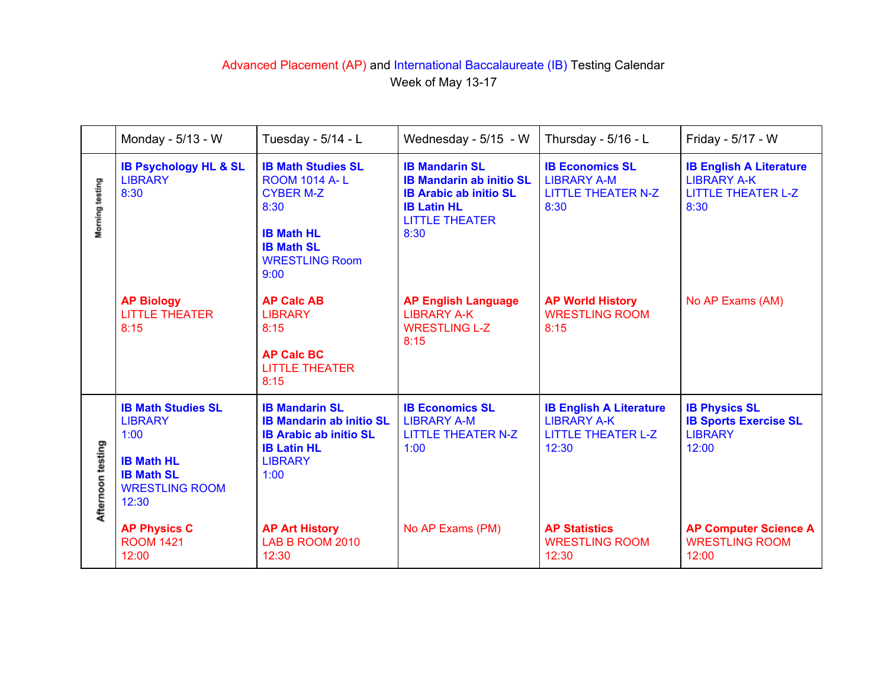Advanced Placement (AP) and International Baccalaureate (IB) Testing Calendar
Week of May 13-17

| | Monday - 5/13 - W | Tuesday - 5/14 - L | Wednesday - 5/15 - W | Thursday - 5/16 - L | Friday - 5/17 - W |
|---|---|---|---|---|---|
| Morning testing | **IB Psychology HL & SL**<br>LIBRARY<br>8:30<br><br>**AP Biology**<br>LITTLE THEATER<br>8:15 | **IB Math Studies SL**<br>ROOM 1014 A- L<br>CYBER M-Z<br>8:30<br><br>**IB Math HL**<br>**IB Math SL**<br>WRESTLING Room<br>9:00<br><br>**AP Calc AB**<br>LIBRARY<br>8:15<br><br>**AP Calc BC**<br>LITTLE THEATER<br>8:15 | **IB Mandarin SL**<br>**IB Mandarin ab initio SL**<br>**IB Arabic ab initio SL**<br>**IB Latin HL**<br>LITTLE THEATER<br>8:30<br><br>**AP English Language**<br>LIBRARY A-K<br>WRESTLING L-Z<br>8:15 | **IB Economics SL**<br>LIBRARY A-M<br>LITTLE THEATER N-Z<br>8:30<br><br>**AP World History**<br>WRESTLING ROOM<br>8:15 | **IB English A Literature**<br>LIBRARY A-K<br>LITTLE THEATER L-Z<br>8:30<br><br>No AP Exams (AM) |
| Afternoon testing | **IB Math Studies SL**<br>LIBRARY<br>1:00<br><br>**IB Math HL**<br>**IB Math SL**<br>WRESTLING ROOM<br>12:30<br><br>**AP Physics C**<br>ROOM 1421<br>12:00 | **IB Mandarin SL**<br>**IB Mandarin ab initio SL**<br>**IB Arabic ab initio SL**<br>**IB Latin HL**<br>LIBRARY<br>1:00<br><br>**AP Art History**<br>LAB B ROOM 2010<br>12:30 | **IB Economics SL**<br>LIBRARY A-M<br>LITTLE THEATER N-Z<br>1:00<br><br>No AP Exams (PM) | **IB English A Literature**<br>LIBRARY A-K<br>LITTLE THEATER L-Z<br>12:30<br><br>**AP Statistics**<br>WRESTLING ROOM<br>12:30 | **IB Physics SL**<br>**IB Sports Exercise SL**<br>LIBRARY<br>12:00<br><br>**AP Computer Science A**<br>WRESTLING ROOM<br>12:00 |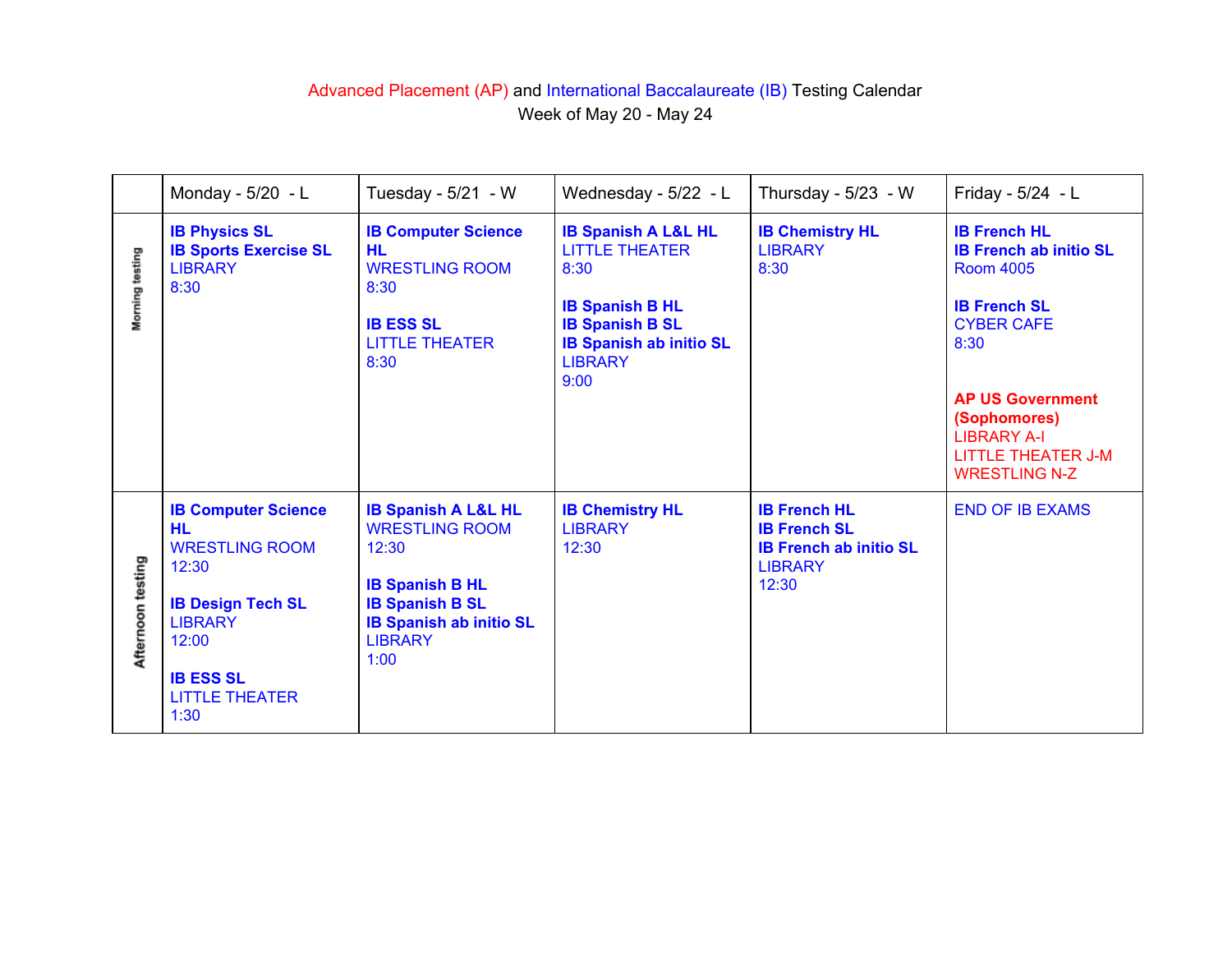Advanced Placement (AP) and International Baccalaureate (IB) Testing Calendar
Week of May 20 - May 24

| | Monday - 5/20 - L | Tuesday - 5/21 - W | Wednesday - 5/22 - L | Thursday - 5/23 - W | Friday - 5/24 - L |
|---|---|---|---|---|---|
| Morning testing | **IB Physics SL**<br>**IB Sports Exercise SL**<br>LIBRARY<br>8:30 | **IB Computer Science HL**<br>WRESTLING ROOM<br>8:30<br><br>**IB ESS SL**<br>LITTLE THEATER<br>8:30 | **IB Spanish A L&L HL**<br>LITTLE THEATER<br>8:30<br><br>**IB Spanish B HL**<br>**IB Spanish B SL**<br>**IB Spanish ab initio SL**<br>LIBRARY<br>9:00 | **IB Chemistry HL**<br>LIBRARY<br>8:30 | **IB French HL**<br>**IB French ab initio SL**<br>Room 4005<br><br>**IB French SL**<br>CYBER CAFE<br>8:30<br><br>**AP US Government (Sophomores)**<br>LIBRARY A-I<br>LITTLE THEATER J-M<br>WRESTLING N-Z |
| Afternoon testing | **IB Computer Science HL**<br>WRESTLING ROOM<br>12:30<br><br>**IB Design Tech SL**<br>LIBRARY<br>12:00<br><br>**IB ESS SL**<br>LITTLE THEATER<br>1:30 | **IB Spanish A L&L HL**<br>WRESTLING ROOM<br>12:30<br><br>**IB Spanish B HL**<br>**IB Spanish B SL**<br>**IB Spanish ab initio SL**<br>LIBRARY<br>1:00 | **IB Chemistry HL**<br>LIBRARY<br>12:30 | **IB French HL**<br>**IB French SL**<br>**IB French ab initio SL**<br>LIBRARY<br>12:30 | END OF IB EXAMS |